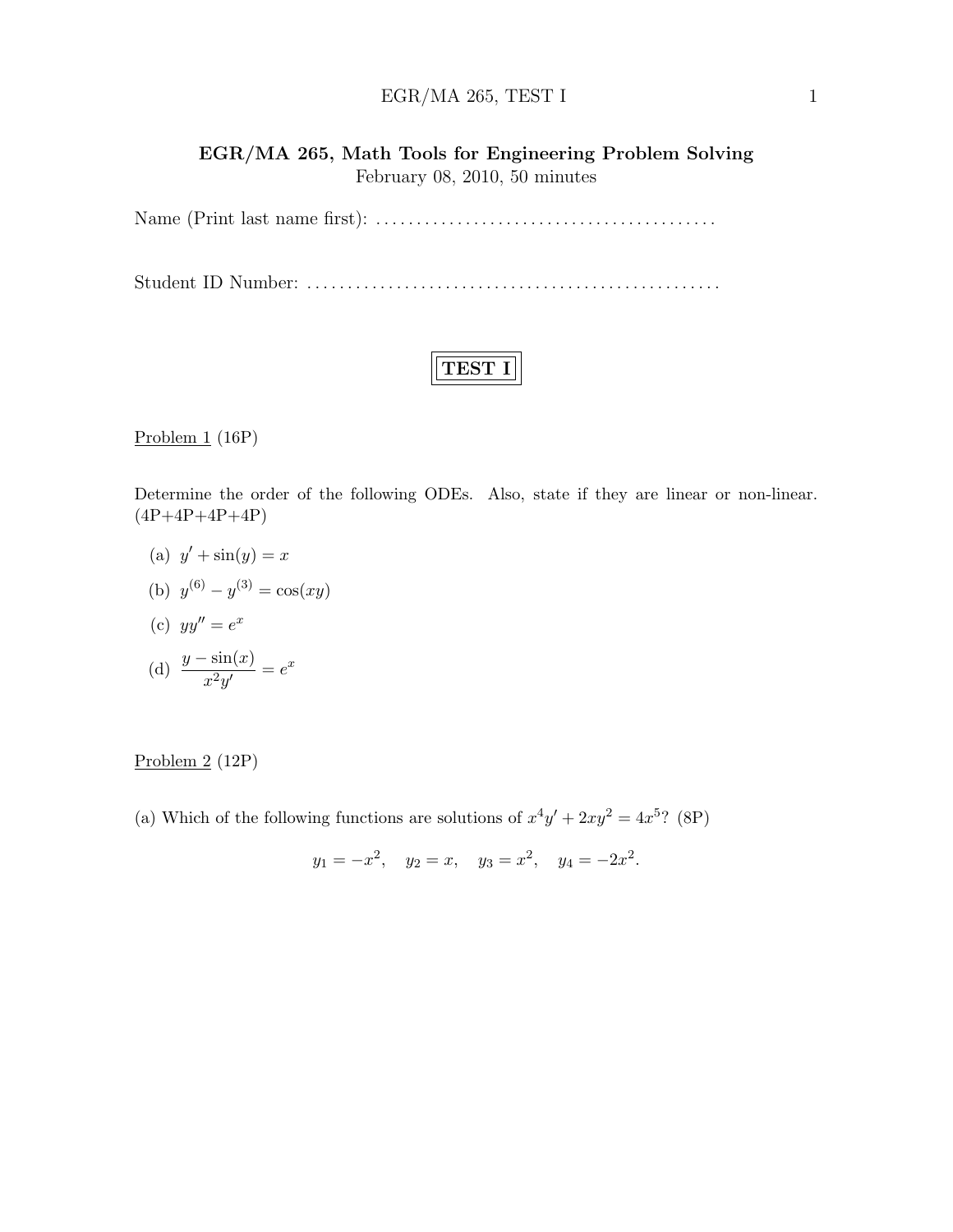# EGR/MA 265, Math Tools for Engineering Problem Solving

February 08, 2010, 50 minutes

Name (Print last name first): ........................................

Student ID Number: ..................................................

**TEST I**

Problem 1 (16P)

Determine the order of the following ODEs. Also, state if they are linear or non-linear. (4P+4P+4P+4P)

(a) $y' + \sin(y) = x$

(b) $y^{(6)} - y^{(3)} = \cos(xy)$

(c) $yy'' = e^x$

(d) $\dfrac{y - \sin(x)}{x^2 y'} = e^x$

Problem 2 (12P)

(a) Which of the following functions are solutions of $x^4 y' + 2xy^2 = 4x^5$? (8P)

$$y_1 = -x^2, \quad y_2 = x, \quad y_3 = x^2, \quad y_4 = -2x^2.$$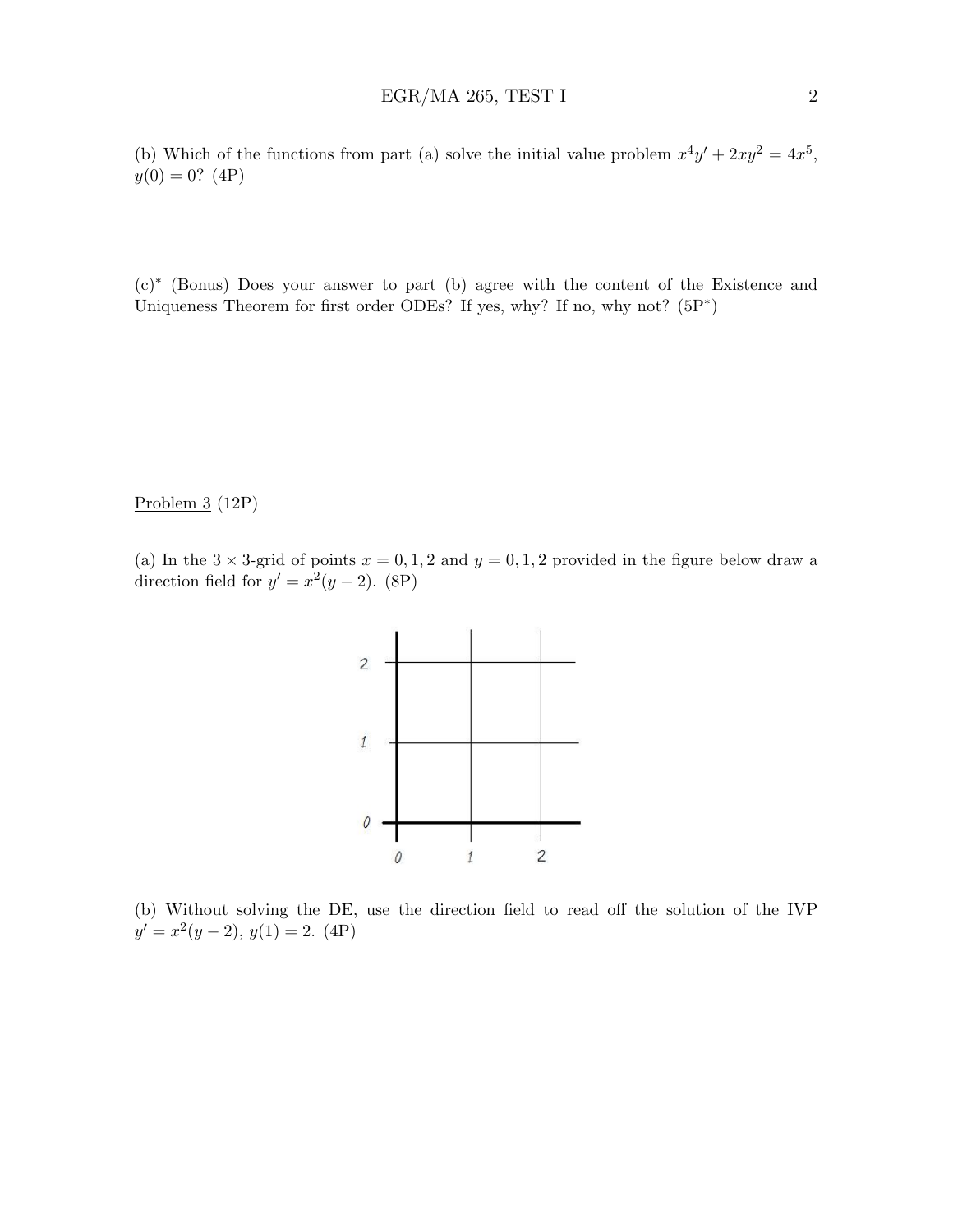(b) Which of the functions from part (a) solve the initial value problem $x^4y' + 2xy^2 = 4x^5$, $y(0) = 0$? (4P)

(c)* (Bonus) Does your answer to part (b) agree with the content of the Existence and Uniqueness Theorem for first order ODEs? If yes, why? If no, why not? (5P*)

Problem 3 (12P)

(a) In the $3 \times 3$-grid of points $x = 0, 1, 2$ and $y = 0, 1, 2$ provided in the figure below draw a direction field for $y' = x^2(y - 2)$. (8P)

(b) Without solving the DE, use the direction field to read off the solution of the IVP $y' = x^2(y - 2)$, $y(1) = 2$. (4P)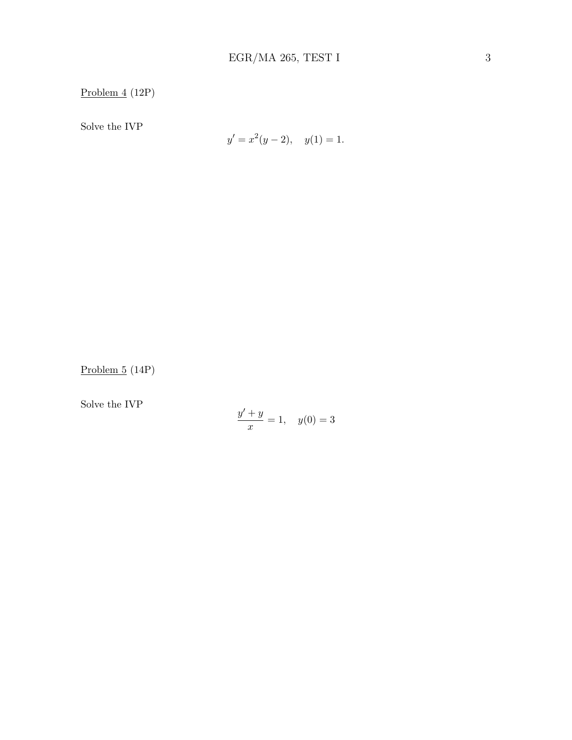<u>Problem 4</u> (12P)

Solve the IVP

$$y' = x^2(y-2), \quad y(1) = 1.$$

<u>Problem 5</u> (14P)

Solve the IVP

$$\frac{y' + y}{x} = 1, \quad y(0) = 3$$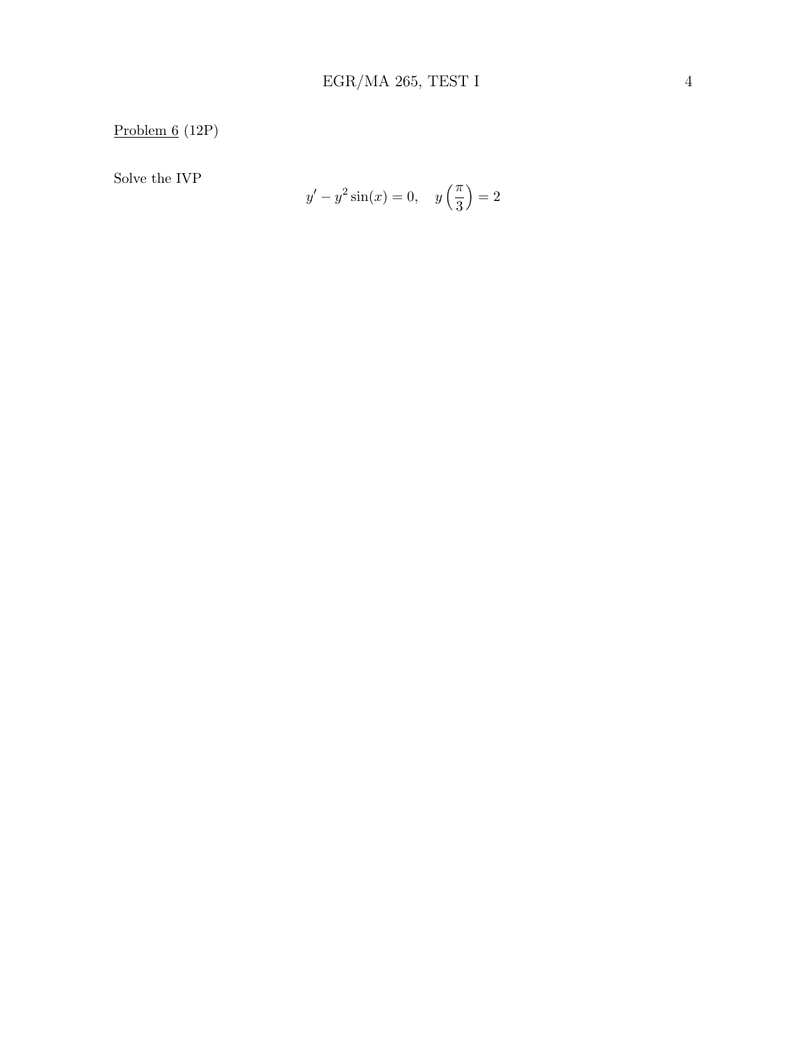Problem 6 (12P)

Solve the IVP

$$y' - y^2 \sin(x) = 0, \quad y\left(\frac{\pi}{3}\right) = 2$$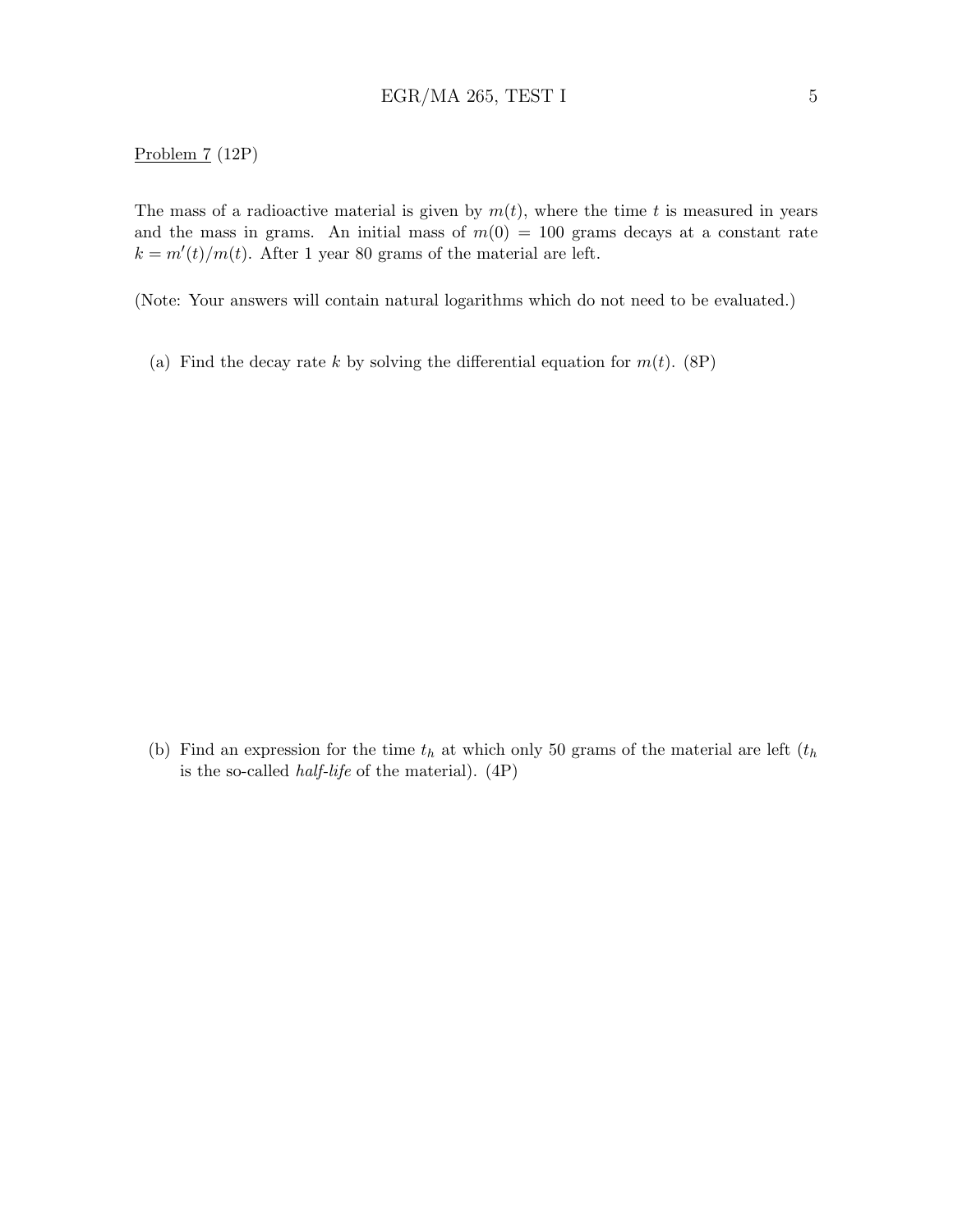Problem 7 (12P)

The mass of a radioactive material is given by $m(t)$, where the time $t$ is measured in years and the mass in grams. An initial mass of $m(0) = 100$ grams decays at a constant rate $k = m'(t)/m(t)$. After 1 year 80 grams of the material are left.

(Note: Your answers will contain natural logarithms which do not need to be evaluated.)

(a) Find the decay rate $k$ by solving the differential equation for $m(t)$. (8P)

(b) Find an expression for the time $t_h$ at which only 50 grams of the material are left ($t_h$ is the so-called *half-life* of the material). (4P)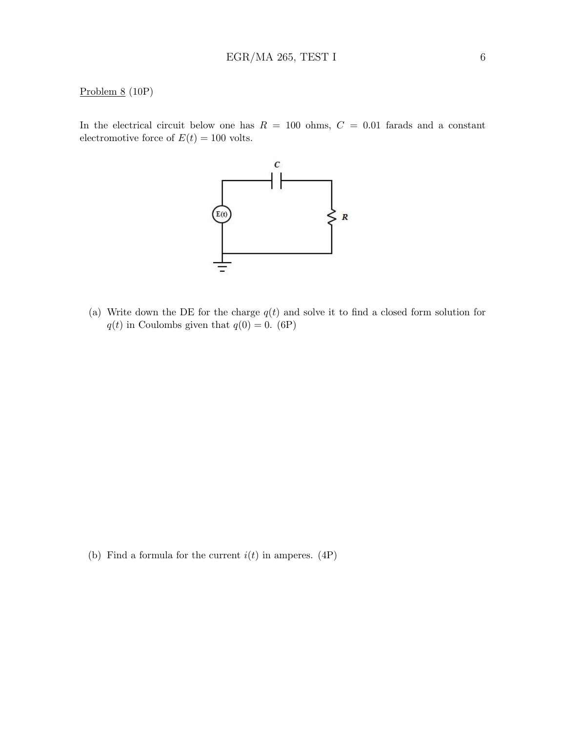Problem 8 (10P)

In the electrical circuit below one has $R = 100$ ohms, $C = 0.01$ farads and a constant electromotive force of $E(t) = 100$ volts.

(a) Write down the DE for the charge $q(t)$ and solve it to find a closed form solution for $q(t)$ in Coulombs given that $q(0) = 0$. (6P)

(b) Find a formula for the current $i(t)$ in amperes. (4P)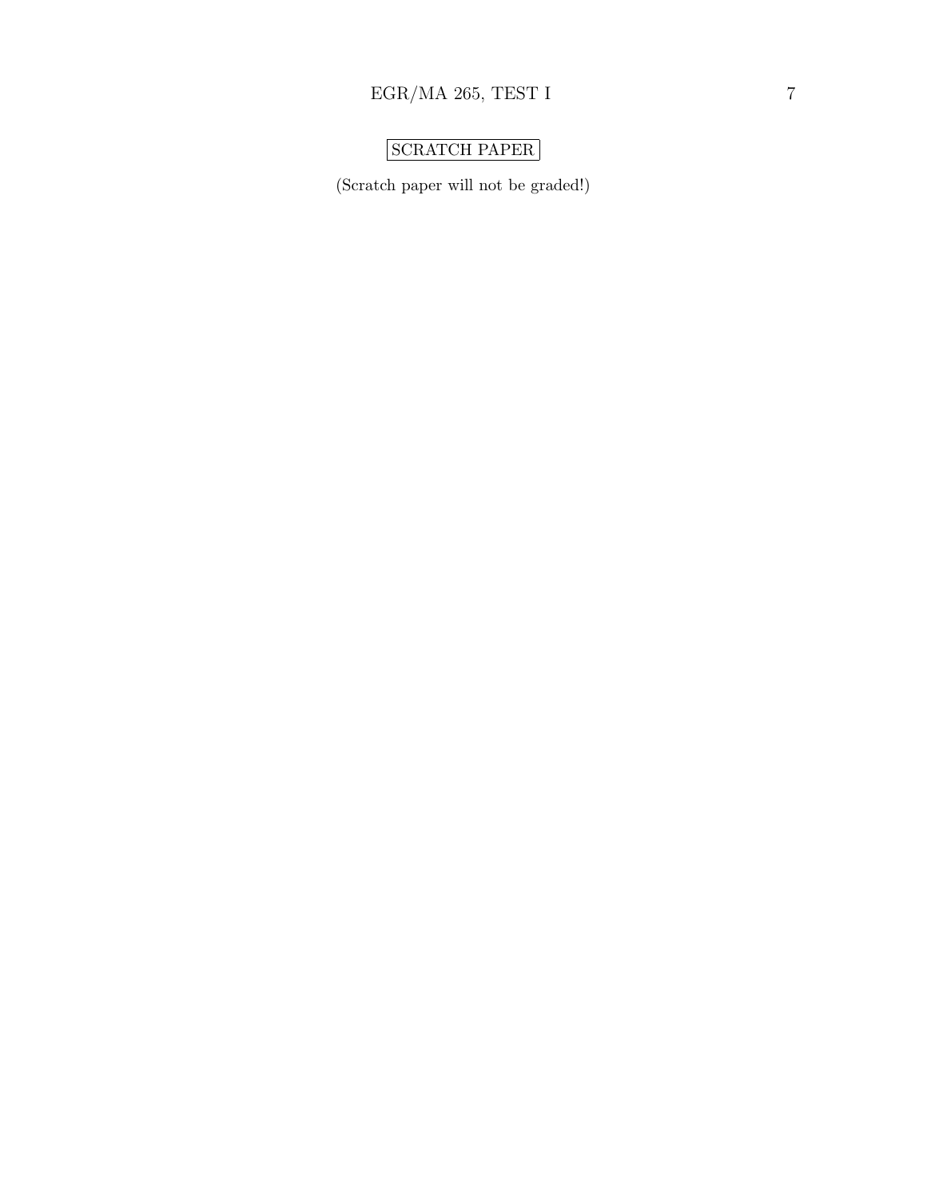SCRATCH PAPER

(Scratch paper will not be graded!)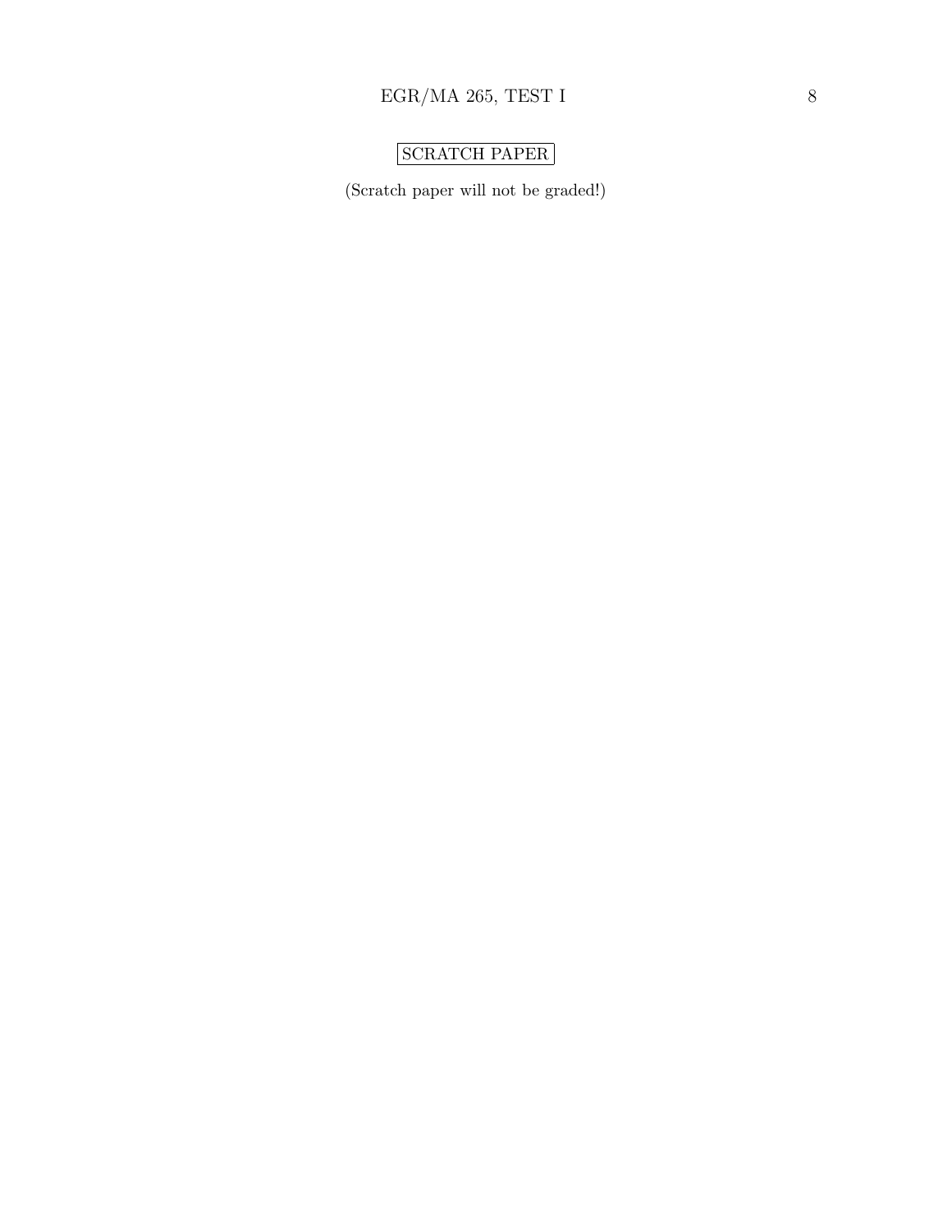SCRATCH PAPER

(Scratch paper will not be graded!)